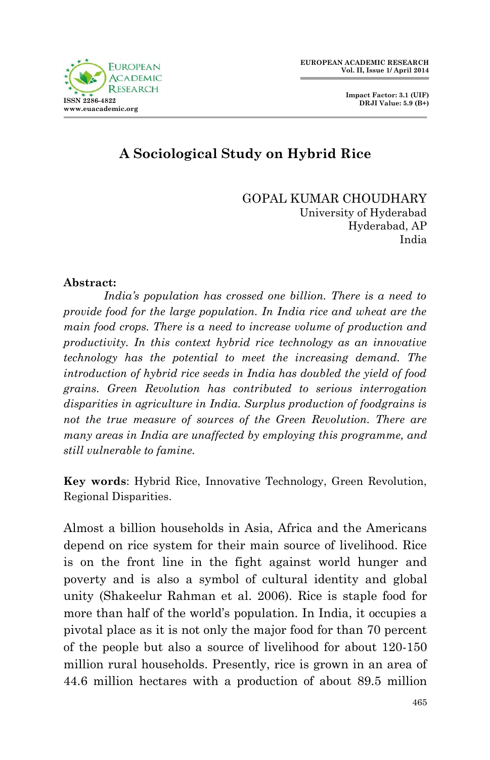# A Sociological Study on Hybrid Rice

GOPAL KUMAR CHOUDHARY  
University of Hyderabad  
Hyderabad, AP  
India

**Abstract:**

*India's population has crossed one billion. There is a need to provide food for the large population. In India rice and wheat are the main food crops. There is a need to increase volume of production and productivity. In this context hybrid rice technology as an innovative technology has the potential to meet the increasing demand. The introduction of hybrid rice seeds in India has doubled the yield of food grains. Green Revolution has contributed to serious interrogation disparities in agriculture in India. Surplus production of foodgrains is not the true measure of sources of the Green Revolution. There are many areas in India are unaffected by employing this programme, and still vulnerable to famine.*

**Key words**: Hybrid Rice, Innovative Technology, Green Revolution, Regional Disparities.

Almost a billion households in Asia, Africa and the Americans depend on rice system for their main source of livelihood. Rice is on the front line in the fight against world hunger and poverty and is also a symbol of cultural identity and global unity (Shakeelur Rahman et al. 2006). Rice is staple food for more than half of the world's population. In India, it occupies a pivotal place as it is not only the major food for than 70 percent of the people but also a source of livelihood for about 120-150 million rural households. Presently, rice is grown in an area of 44.6 million hectares with a production of about 89.5 million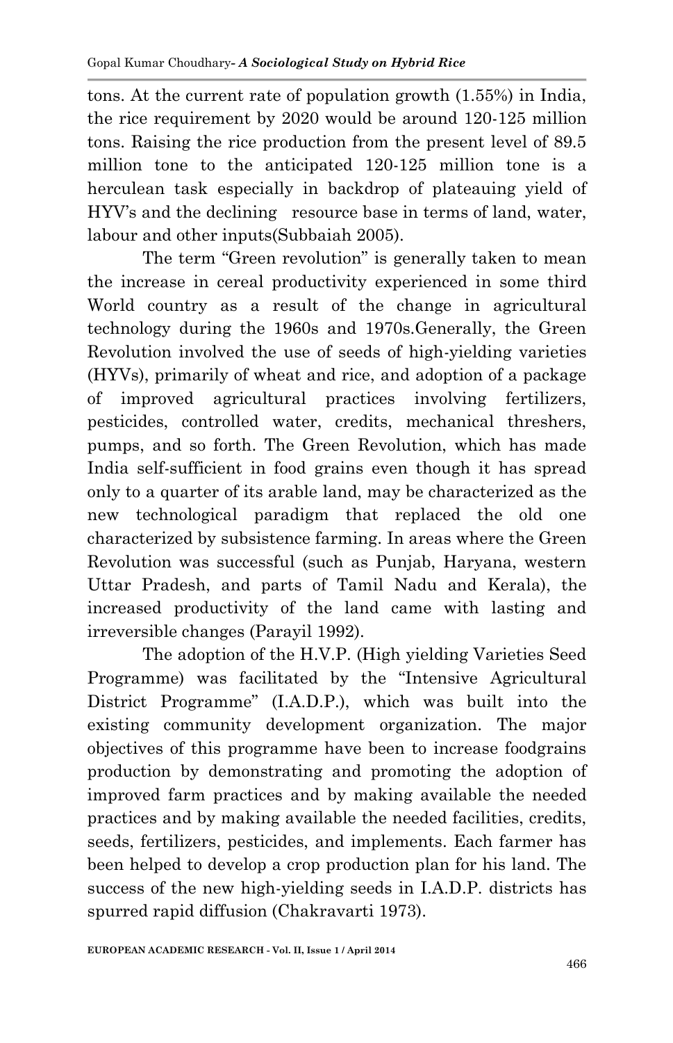tons. At the current rate of population growth (1.55%) in India, the rice requirement by 2020 would be around 120-125 million tons. Raising the rice production from the present level of 89.5 million tone to the anticipated 120-125 million tone is a herculean task especially in backdrop of plateauing yield of HYV's and the declining resource base in terms of land, water, labour and other inputs(Subbaiah 2005).

The term "Green revolution" is generally taken to mean the increase in cereal productivity experienced in some third World country as a result of the change in agricultural technology during the 1960s and 1970s.Generally, the Green Revolution involved the use of seeds of high-yielding varieties (HYVs), primarily of wheat and rice, and adoption of a package of improved agricultural practices involving fertilizers, pesticides, controlled water, credits, mechanical threshers, pumps, and so forth. The Green Revolution, which has made India self-sufficient in food grains even though it has spread only to a quarter of its arable land, may be characterized as the new technological paradigm that replaced the old one characterized by subsistence farming. In areas where the Green Revolution was successful (such as Punjab, Haryana, western Uttar Pradesh, and parts of Tamil Nadu and Kerala), the increased productivity of the land came with lasting and irreversible changes (Parayil 1992).

The adoption of the H.V.P. (High yielding Varieties Seed Programme) was facilitated by the "Intensive Agricultural District Programme" (I.A.D.P.), which was built into the existing community development organization. The major objectives of this programme have been to increase foodgrains production by demonstrating and promoting the adoption of improved farm practices and by making available the needed practices and by making available the needed facilities, credits, seeds, fertilizers, pesticides, and implements. Each farmer has been helped to develop a crop production plan for his land. The success of the new high-yielding seeds in I.A.D.P. districts has spurred rapid diffusion (Chakravarti 1973).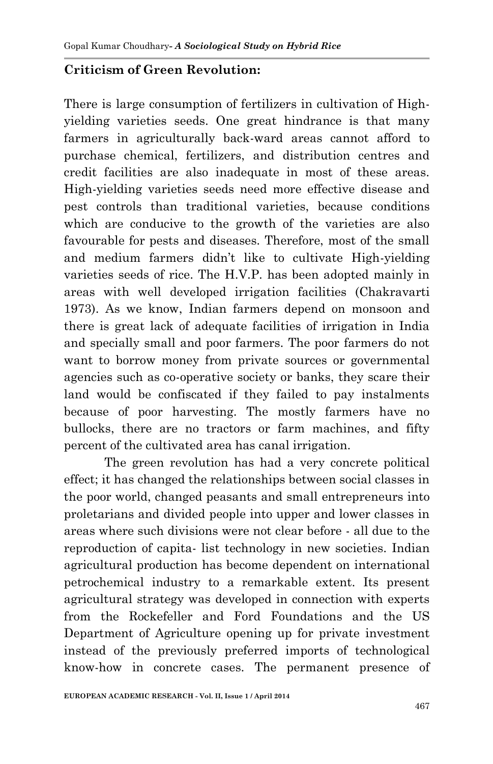**Criticism of Green Revolution:**

There is large consumption of fertilizers in cultivation of High-yielding varieties seeds. One great hindrance is that many farmers in agriculturally back-ward areas cannot afford to purchase chemical, fertilizers, and distribution centres and credit facilities are also inadequate in most of these areas. High-yielding varieties seeds need more effective disease and pest controls than traditional varieties, because conditions which are conducive to the growth of the varieties are also favourable for pests and diseases. Therefore, most of the small and medium farmers didn't like to cultivate High-yielding varieties seeds of rice. The H.V.P. has been adopted mainly in areas with well developed irrigation facilities (Chakravarti 1973). As we know, Indian farmers depend on monsoon and there is great lack of adequate facilities of irrigation in India and specially small and poor farmers. The poor farmers do not want to borrow money from private sources or governmental agencies such as co-operative society or banks, they scare their land would be confiscated if they failed to pay instalments because of poor harvesting. The mostly farmers have no bullocks, there are no tractors or farm machines, and fifty percent of the cultivated area has canal irrigation.

The green revolution has had a very concrete political effect; it has changed the relationships between social classes in the poor world, changed peasants and small entrepreneurs into proletarians and divided people into upper and lower classes in areas where such divisions were not clear before - all due to the reproduction of capita- list technology in new societies. Indian agricultural production has become dependent on international petrochemical industry to a remarkable extent. Its present agricultural strategy was developed in connection with experts from the Rockefeller and Ford Foundations and the US Department of Agriculture opening up for private investment instead of the previously preferred imports of technological know-how in concrete cases. The permanent presence of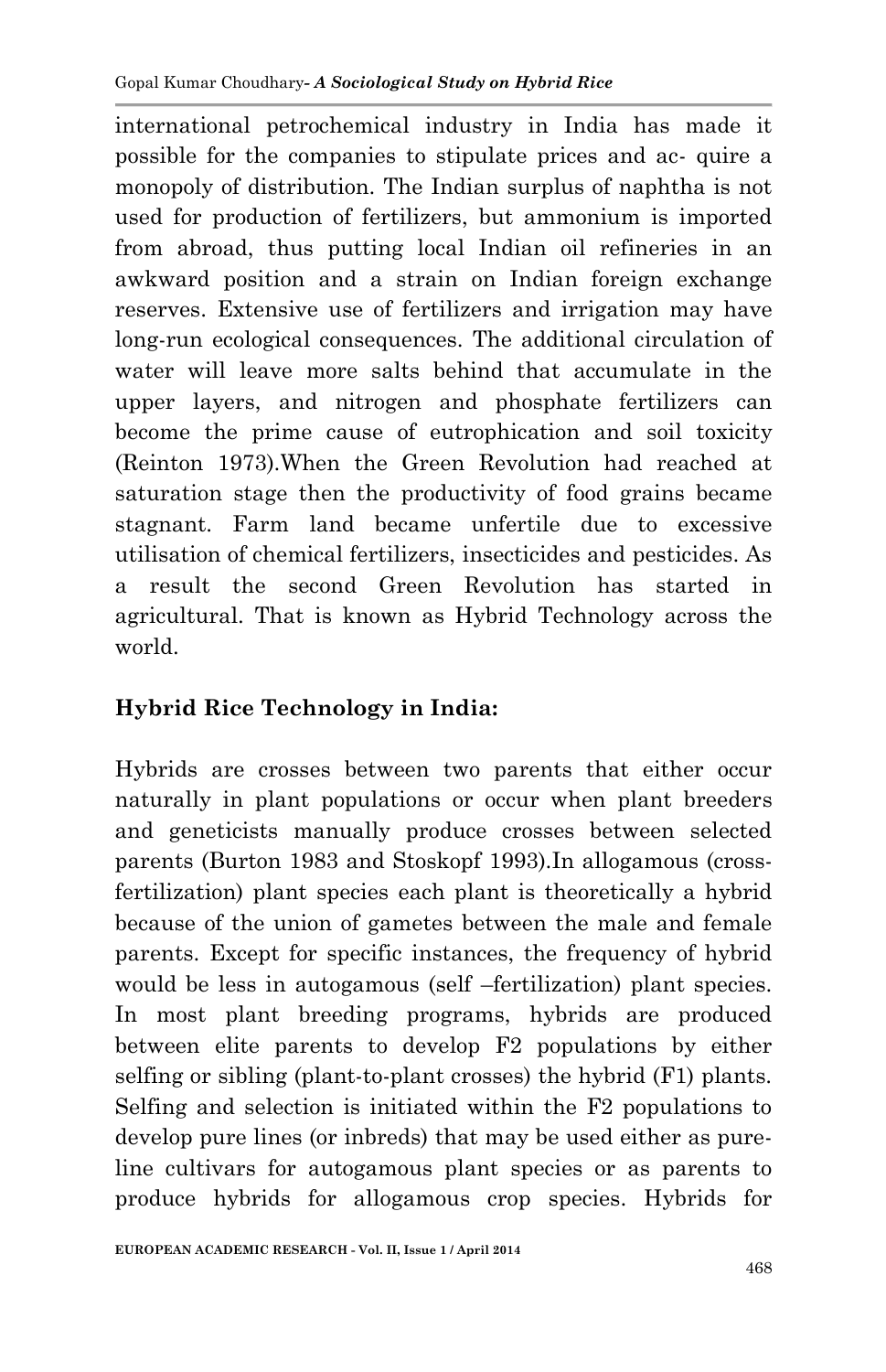international petrochemical industry in India has made it possible for the companies to stipulate prices and ac- quire a monopoly of distribution. The Indian surplus of naphtha is not used for production of fertilizers, but ammonium is imported from abroad, thus putting local Indian oil refineries in an awkward position and a strain on Indian foreign exchange reserves. Extensive use of fertilizers and irrigation may have long-run ecological consequences. The additional circulation of water will leave more salts behind that accumulate in the upper layers, and nitrogen and phosphate fertilizers can become the prime cause of eutrophication and soil toxicity (Reinton 1973).When the Green Revolution had reached at saturation stage then the productivity of food grains became stagnant. Farm land became unfertile due to excessive utilisation of chemical fertilizers, insecticides and pesticides. As a result the second Green Revolution has started in agricultural. That is known as Hybrid Technology across the world.

**Hybrid Rice Technology in India:**

Hybrids are crosses between two parents that either occur naturally in plant populations or occur when plant breeders and geneticists manually produce crosses between selected parents (Burton 1983 and Stoskopf 1993).In allogamous (cross-fertilization) plant species each plant is theoretically a hybrid because of the union of gametes between the male and female parents. Except for specific instances, the frequency of hybrid would be less in autogamous (self –fertilization) plant species. In most plant breeding programs, hybrids are produced between elite parents to develop F2 populations by either selfing or sibling (plant-to-plant crosses) the hybrid (F1) plants. Selfing and selection is initiated within the F2 populations to develop pure lines (or inbreds) that may be used either as pure-line cultivars for autogamous plant species or as parents to produce hybrids for allogamous crop species. Hybrids for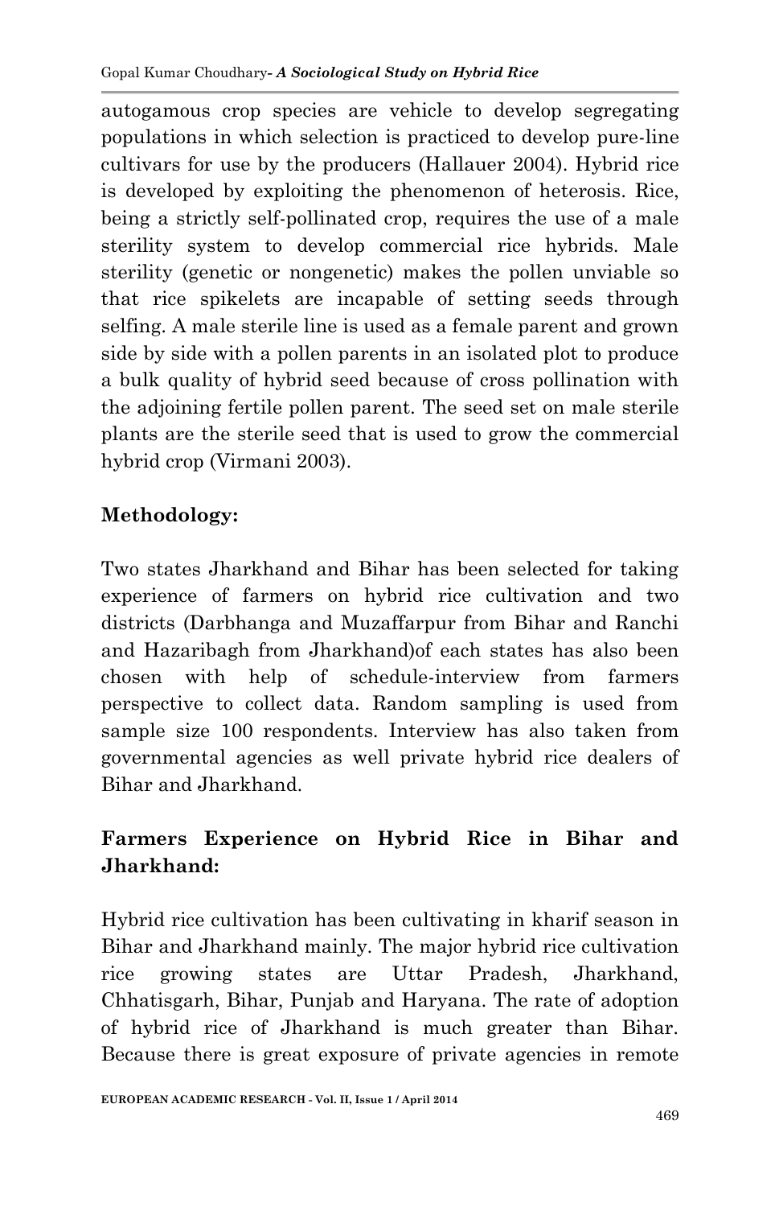autogamous crop species are vehicle to develop segregating populations in which selection is practiced to develop pure-line cultivars for use by the producers (Hallauer 2004). Hybrid rice is developed by exploiting the phenomenon of heterosis. Rice, being a strictly self-pollinated crop, requires the use of a male sterility system to develop commercial rice hybrids. Male sterility (genetic or nongenetic) makes the pollen unviable so that rice spikelets are incapable of setting seeds through selfing. A male sterile line is used as a female parent and grown side by side with a pollen parents in an isolated plot to produce a bulk quality of hybrid seed because of cross pollination with the adjoining fertile pollen parent. The seed set on male sterile plants are the sterile seed that is used to grow the commercial hybrid crop (Virmani 2003).

## Methodology:

Two states Jharkhand and Bihar has been selected for taking experience of farmers on hybrid rice cultivation and two districts (Darbhanga and Muzaffarpur from Bihar and Ranchi and Hazaribagh from Jharkhand)of each states has also been chosen with help of schedule-interview from farmers perspective to collect data. Random sampling is used from sample size 100 respondents. Interview has also taken from governmental agencies as well private hybrid rice dealers of Bihar and Jharkhand.

## Farmers Experience on Hybrid Rice in Bihar and Jharkhand:

Hybrid rice cultivation has been cultivating in kharif season in Bihar and Jharkhand mainly. The major hybrid rice cultivation rice growing states are Uttar Pradesh, Jharkhand, Chhatisgarh, Bihar, Punjab and Haryana. The rate of adoption of hybrid rice of Jharkhand is much greater than Bihar. Because there is great exposure of private agencies in remote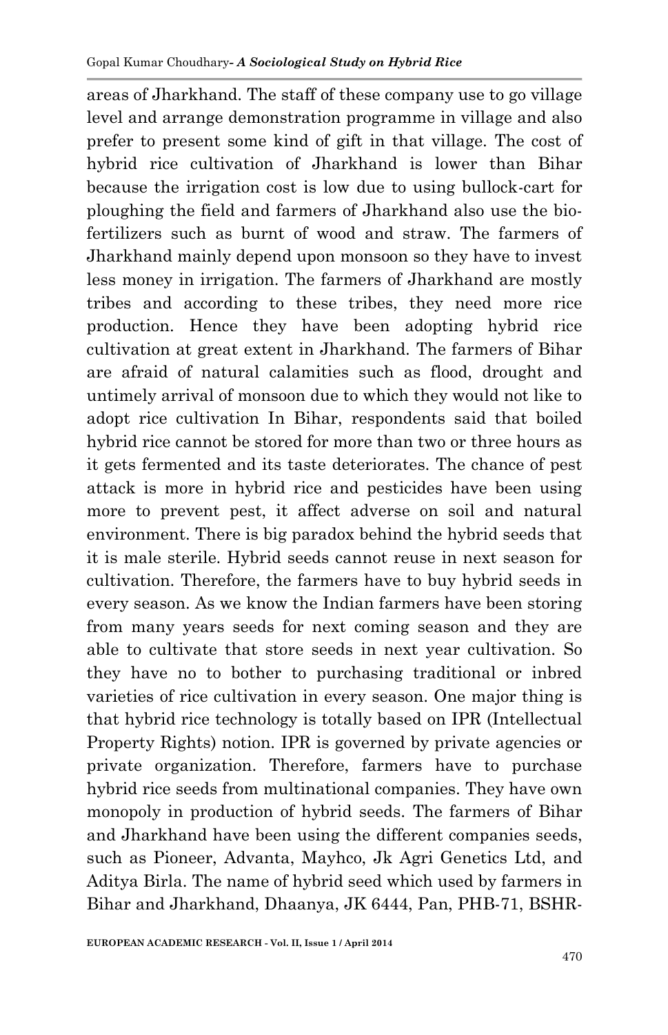areas of Jharkhand. The staff of these company use to go village level and arrange demonstration programme in village and also prefer to present some kind of gift in that village. The cost of hybrid rice cultivation of Jharkhand is lower than Bihar because the irrigation cost is low due to using bullock-cart for ploughing the field and farmers of Jharkhand also use the bio-fertilizers such as burnt of wood and straw. The farmers of Jharkhand mainly depend upon monsoon so they have to invest less money in irrigation. The farmers of Jharkhand are mostly tribes and according to these tribes, they need more rice production. Hence they have been adopting hybrid rice cultivation at great extent in Jharkhand. The farmers of Bihar are afraid of natural calamities such as flood, drought and untimely arrival of monsoon due to which they would not like to adopt rice cultivation In Bihar, respondents said that boiled hybrid rice cannot be stored for more than two or three hours as it gets fermented and its taste deteriorates. The chance of pest attack is more in hybrid rice and pesticides have been using more to prevent pest, it affect adverse on soil and natural environment. There is big paradox behind the hybrid seeds that it is male sterile. Hybrid seeds cannot reuse in next season for cultivation. Therefore, the farmers have to buy hybrid seeds in every season. As we know the Indian farmers have been storing from many years seeds for next coming season and they are able to cultivate that store seeds in next year cultivation. So they have no to bother to purchasing traditional or inbred varieties of rice cultivation in every season. One major thing is that hybrid rice technology is totally based on IPR (Intellectual Property Rights) notion. IPR is governed by private agencies or private organization. Therefore, farmers have to purchase hybrid rice seeds from multinational companies. They have own monopoly in production of hybrid seeds. The farmers of Bihar and Jharkhand have been using the different companies seeds, such as Pioneer, Advanta, Mayhco, Jk Agri Genetics Ltd, and Aditya Birla. The name of hybrid seed which used by farmers in Bihar and Jharkhand, Dhaanya, JK 6444, Pan, PHB-71, BSHR-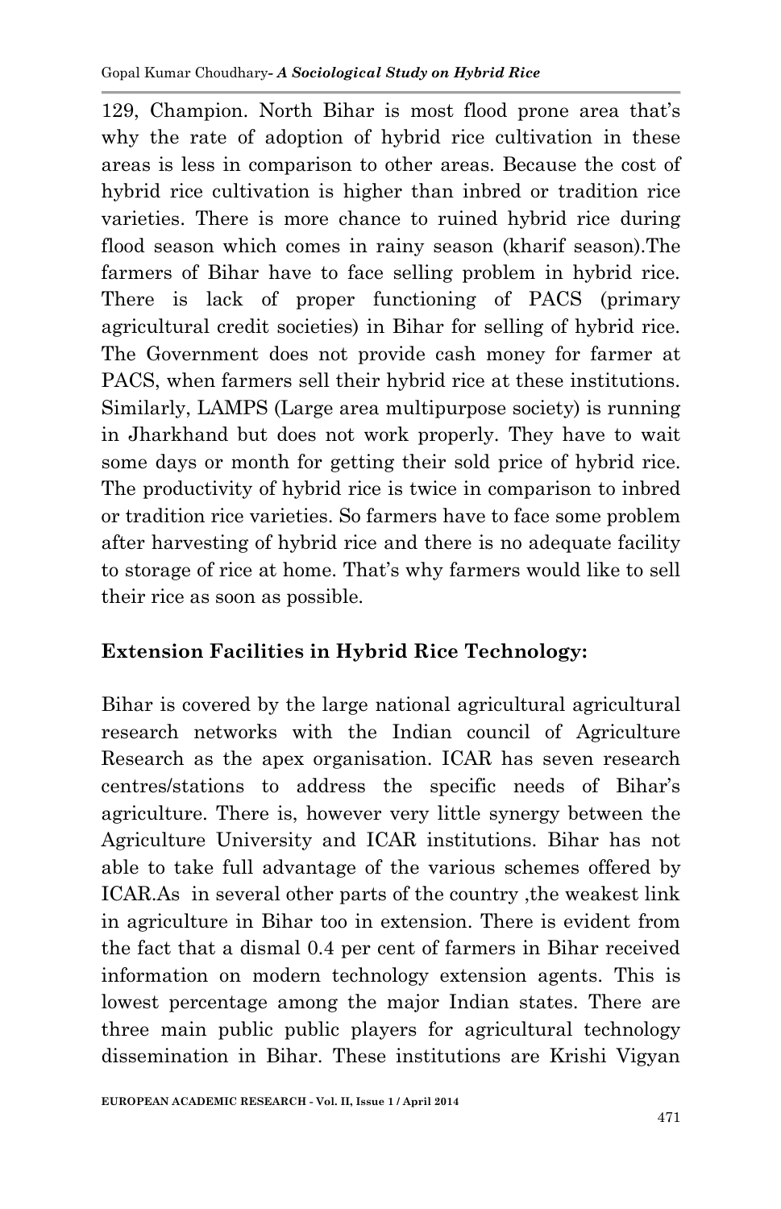129, Champion. North Bihar is most flood prone area that's why the rate of adoption of hybrid rice cultivation in these areas is less in comparison to other areas. Because the cost of hybrid rice cultivation is higher than inbred or tradition rice varieties. There is more chance to ruined hybrid rice during flood season which comes in rainy season (kharif season).The farmers of Bihar have to face selling problem in hybrid rice. There is lack of proper functioning of PACS (primary agricultural credit societies) in Bihar for selling of hybrid rice. The Government does not provide cash money for farmer at PACS, when farmers sell their hybrid rice at these institutions. Similarly, LAMPS (Large area multipurpose society) is running in Jharkhand but does not work properly. They have to wait some days or month for getting their sold price of hybrid rice. The productivity of hybrid rice is twice in comparison to inbred or tradition rice varieties. So farmers have to face some problem after harvesting of hybrid rice and there is no adequate facility to storage of rice at home. That's why farmers would like to sell their rice as soon as possible.

**Extension Facilities in Hybrid Rice Technology:**

Bihar is covered by the large national agricultural agricultural research networks with the Indian council of Agriculture Research as the apex organisation. ICAR has seven research centres/stations to address the specific needs of Bihar's agriculture. There is, however very little synergy between the Agriculture University and ICAR institutions. Bihar has not able to take full advantage of the various schemes offered by ICAR.As in several other parts of the country ,the weakest link in agriculture in Bihar too in extension. There is evident from the fact that a dismal 0.4 per cent of farmers in Bihar received information on modern technology extension agents. This is lowest percentage among the major Indian states. There are three main public public players for agricultural technology dissemination in Bihar. These institutions are Krishi Vigyan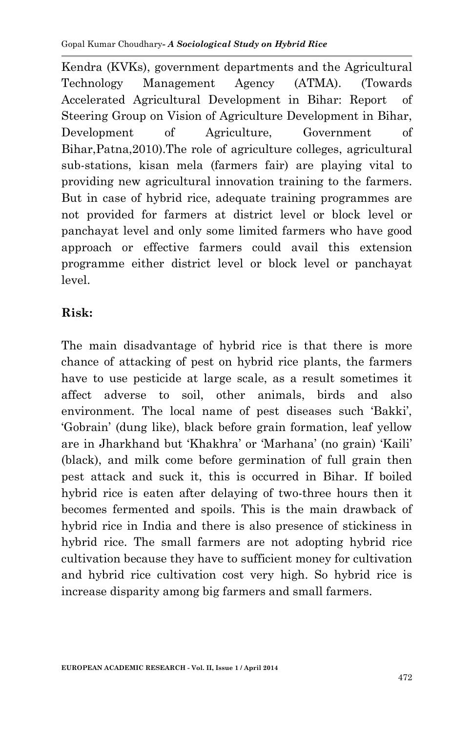Kendra (KVKs), government departments and the Agricultural Technology Management Agency (ATMA). (Towards Accelerated Agricultural Development in Bihar: Report of Steering Group on Vision of Agriculture Development in Bihar, Development of Agriculture, Government of Bihar,Patna,2010).The role of agriculture colleges, agricultural sub-stations, kisan mela (farmers fair) are playing vital to providing new agricultural innovation training to the farmers. But in case of hybrid rice, adequate training programmes are not provided for farmers at district level or block level or panchayat level and only some limited farmers who have good approach or effective farmers could avail this extension programme either district level or block level or panchayat level.

**Risk:**

The main disadvantage of hybrid rice is that there is more chance of attacking of pest on hybrid rice plants, the farmers have to use pesticide at large scale, as a result sometimes it affect adverse to soil, other animals, birds and also environment. The local name of pest diseases such 'Bakki', 'Gobrain' (dung like), black before grain formation, leaf yellow are in Jharkhand but 'Khakhra' or 'Marhana' (no grain) 'Kaili' (black), and milk come before germination of full grain then pest attack and suck it, this is occurred in Bihar. If boiled hybrid rice is eaten after delaying of two-three hours then it becomes fermented and spoils. This is the main drawback of hybrid rice in India and there is also presence of stickiness in hybrid rice. The small farmers are not adopting hybrid rice cultivation because they have to sufficient money for cultivation and hybrid rice cultivation cost very high. So hybrid rice is increase disparity among big farmers and small farmers.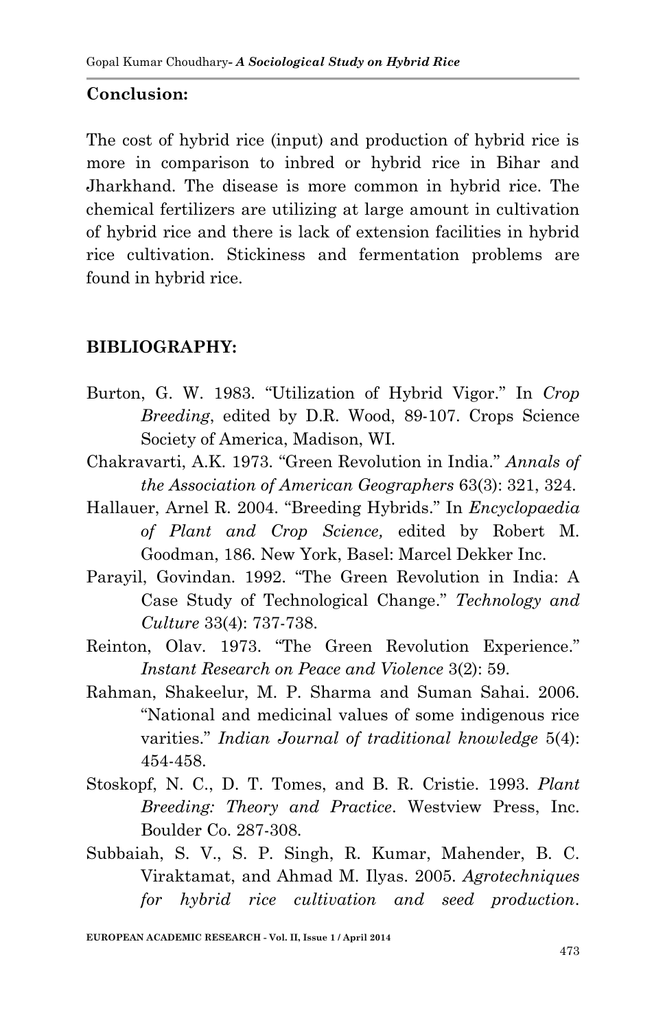## Conclusion:

The cost of hybrid rice (input) and production of hybrid rice is more in comparison to inbred or hybrid rice in Bihar and Jharkhand. The disease is more common in hybrid rice. The chemical fertilizers are utilizing at large amount in cultivation of hybrid rice and there is lack of extension facilities in hybrid rice cultivation. Stickiness and fermentation problems are found in hybrid rice.

## BIBLIOGRAPHY:

Burton, G. W. 1983. "Utilization of Hybrid Vigor." In *Crop Breeding*, edited by D.R. Wood, 89-107. Crops Science Society of America, Madison, WI.

Chakravarti, A.K. 1973. "Green Revolution in India." *Annals of the Association of American Geographers* 63(3): 321, 324.

Hallauer, Arnel R. 2004. "Breeding Hybrids." In *Encyclopaedia of Plant and Crop Science,* edited by Robert M. Goodman, 186. New York, Basel: Marcel Dekker Inc.

Parayil, Govindan. 1992. "The Green Revolution in India: A Case Study of Technological Change." *Technology and Culture* 33(4): 737-738.

Reinton, Olav. 1973. "The Green Revolution Experience." *Instant Research on Peace and Violence* 3(2): 59.

Rahman, Shakeelur, M. P. Sharma and Suman Sahai. 2006. "National and medicinal values of some indigenous rice varities." *Indian Journal of traditional knowledge* 5(4): 454-458.

Stoskopf, N. C., D. T. Tomes, and B. R. Cristie. 1993. *Plant Breeding: Theory and Practice*. Westview Press, Inc. Boulder Co. 287-308.

Subbaiah, S. V., S. P. Singh, R. Kumar, Mahender, B. C. Viraktamat, and Ahmad M. Ilyas. 2005. *Agrotechniques for hybrid rice cultivation and seed production*.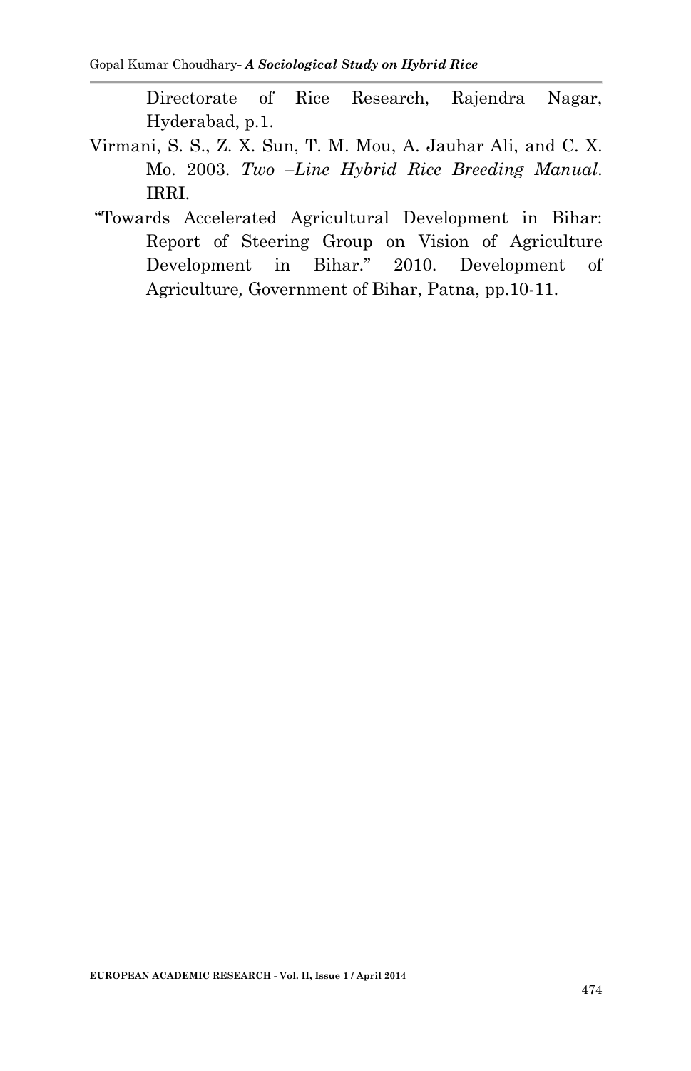Directorate of Rice Research, Rajendra Nagar, Hyderabad, p.1.

Virmani, S. S., Z. X. Sun, T. M. Mou, A. Jauhar Ali, and C. X. Mo. 2003. *Two –Line Hybrid Rice Breeding Manual*. IRRI.

"Towards Accelerated Agricultural Development in Bihar: Report of Steering Group on Vision of Agriculture Development in Bihar." 2010. Development of Agriculture*,* Government of Bihar, Patna, pp.10-11.